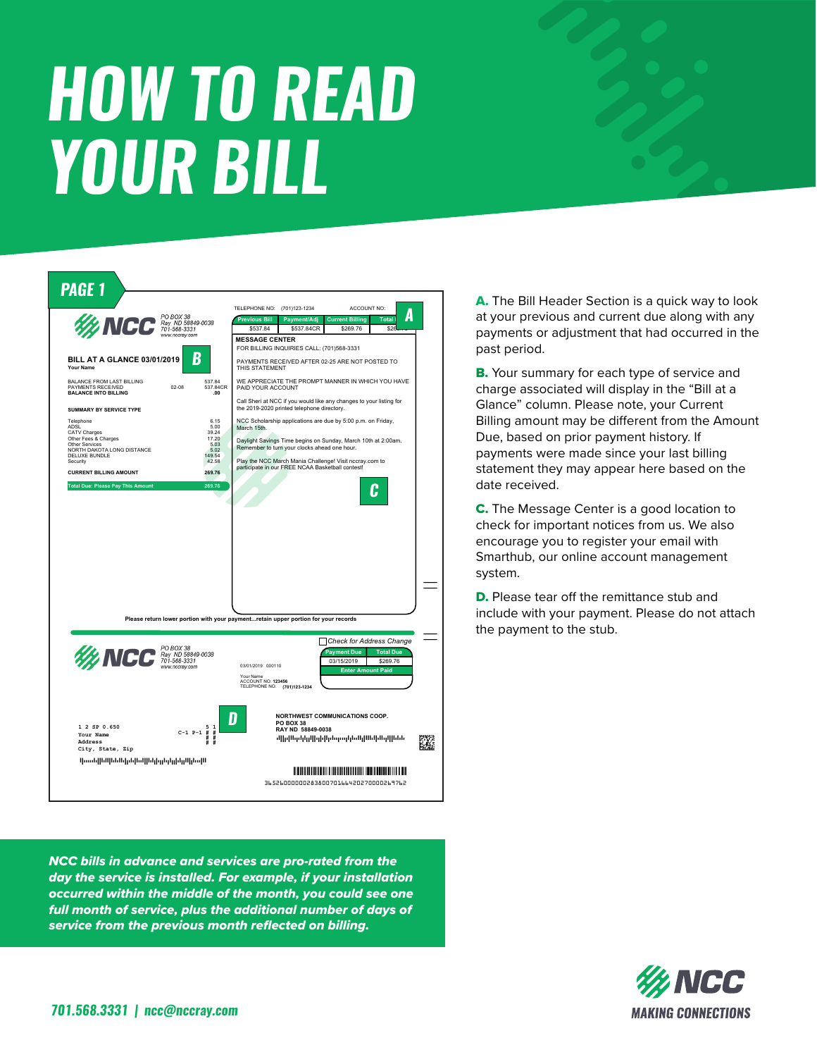# HOW TO READ YOUR BILL

## PAGE 1

TELEPHONE NO: (701)123-1234 ACCOUNT NO:

**NCC** PO BOX 38
Ray ND 58849-0038
701-568-3331
www.nccray.com

| Previous Bill | Payment/Adj | Current Billing | Total |
|---|---|---|---|
| $537.84 | $537.84CR | $269.76 | $26 |

**A**

**BILL AT A GLANCE 03/01/2019** **B**

Your Name

| | | |
|---|---|---|
| BALANCE FROM LAST BILLING | | 537.84 |
| PAYMENTS RECEIVED | 02-08 | 537.84CR |
| **BALANCE INTO BILLING** | | **.00** |

**SUMMARY BY SERVICE TYPE**

| | |
|---|---|
| Telephone | 6.15 |
| ADSL | 5.00 |
| CATV Charges | 39.24 |
| Other Fees & Charges | 17.20 |
| Other Services | 5.03 |
| NORTH DAKOTA LONG DISTANCE | 5.02 |
| DELUXE BUNDLE | 149.54 |
| Security | 42.58 |
| **CURRENT BILLING AMOUNT** | **269.76** |
| **Total Due: Please Pay This Amount** | **269.76** |

**MESSAGE CENTER**

FOR BILLING INQUIRIES CALL: (701)568-3331

PAYMENTS RECEIVED AFTER 02-25 ARE NOT POSTED TO THIS STATEMENT

WE APPRECIATE THE PROMPT MANNER IN WHICH YOU HAVE PAID YOUR ACCOUNT

Call Sheri at NCC if you would like any changes to your listing for the 2019-2020 printed telephone directory.

NCC Scholarship applications are due by 5:00 p.m. on Friday, March 15th.

Daylight Savings Time begins on Sunday, March 10th at 2:00am. Remember to turn your clocks ahead one hour.

Play the NCC March Mania Challenge! Visit nccray.com to participate in our FREE NCAA Basketball contest!

**C**

**Please return lower portion with your payment...retain upper portion for your records**

**NCC** PO BOX 38
Ray ND 58849-0038
701-568-3331
www.nccray.com

03/01/2019 000110

Check for Address Change

| Payment Due | Total Due |
|---|---|
| 03/15/2019 | $269.76 |
| **Enter Amount Paid** | |

Your Name
ACCOUNT NO: **123456**
TELEPHONE NO: **(701)123-1234**

**D**

1 2 SP 0.650 C-1 P-1
Your Name
Address
City, State, Zip

**NORTHWEST COMMUNICATIONS COOP.**
**PO BOX 38**
**RAY ND 58849-0038**

3652600000028380070166420270000269762

**A.** The Bill Header Section is a quick way to look at your previous and current due along with any payments or adjustment that had occurred in the past period.

**B.** Your summary for each type of service and charge associated will display in the "Bill at a Glance" column. Please note, your Current Billing amount may be different from the Amount Due, based on prior payment history. If payments were made since your last billing statement they may appear here based on the date received.

**C.** The Message Center is a good location to check for important notices from us. We also encourage you to register your email with Smarthub, our online account management system.

**D.** Please tear off the remittance stub and include with your payment. Please do not attach the payment to the stub.

***NCC bills in advance and services are pro-rated from the day the service is installed. For example, if your installation occurred within the middle of the month, you could see one full month of service, plus the additional number of days of service from the previous month reflected on billing.***

**701.568.3331 | ncc@nccray.com**

**NCC** MAKING CONNECTIONS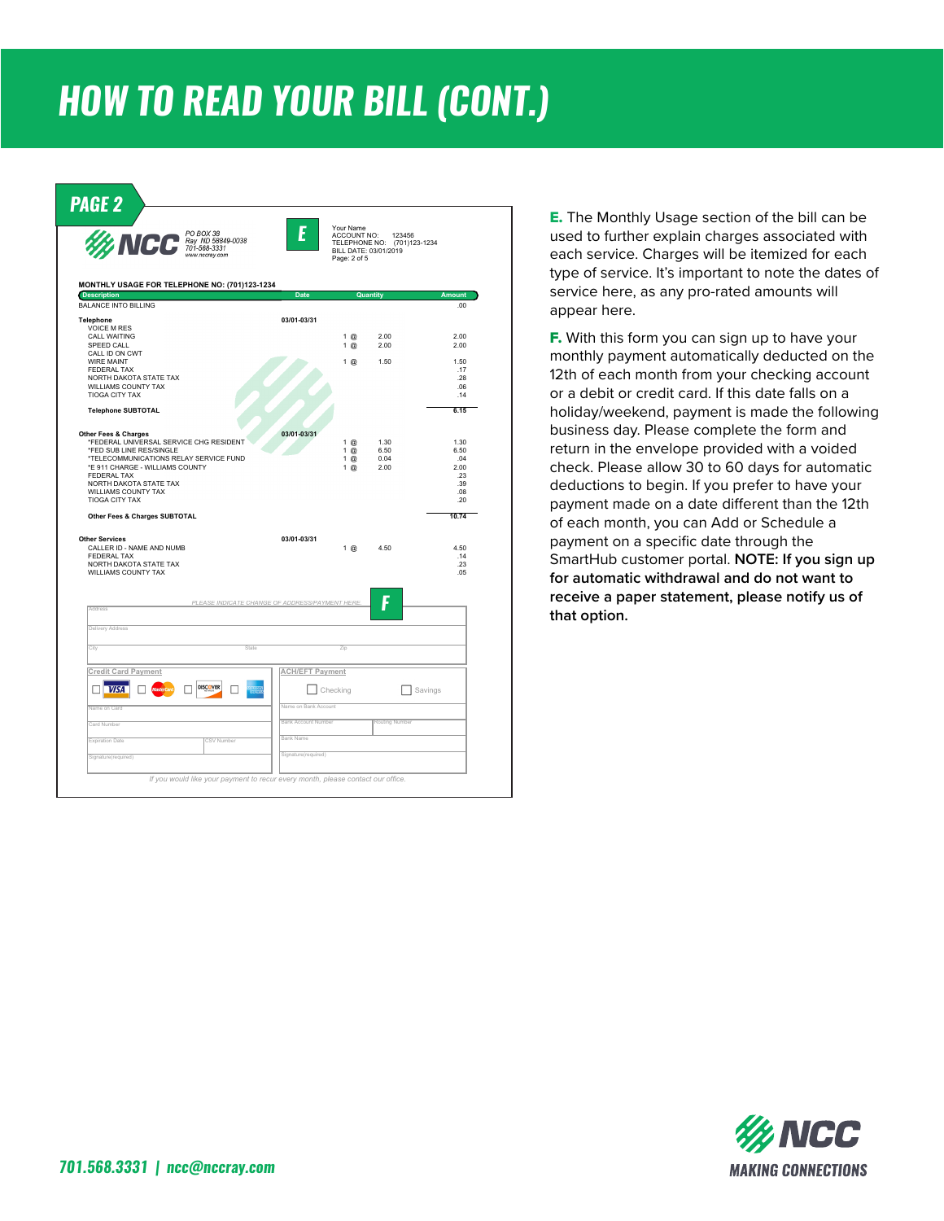# HOW TO READ YOUR BILL (CONT.)

## PAGE 2

NCC
PO BOX 38
Ray ND 58849-0038
701-568-3331
www.nccray.com

**E**

Your Name
ACCOUNT NO: 123456
TELEPHONE NO: (701)123-1234
BILL DATE: 03/01/2019
Page: 2 of 5

MONTHLY USAGE FOR TELEPHONE NO: (701)123-1234

| Description | Date | Quantity | | Amount |
|---|---|---|---|---|
| BALANCE INTO BILLING | | | | .00 |
| **Telephone** | 03/01-03/31 | | | |
| VOICE M RES | | | | |
| CALL WAITING | | 1 @ | 2.00 | 2.00 |
| SPEED CALL | | 1 @ | 2.00 | 2.00 |
| CALL ID ON CWT | | | | |
| WIRE MAINT | | 1 @ | 1.50 | 1.50 |
| FEDERAL TAX | | | | .17 |
| NORTH DAKOTA STATE TAX | | | | .28 |
| WILLIAMS COUNTY TAX | | | | .06 |
| TIOGA CITY TAX | | | | .14 |
| **Telephone SUBTOTAL** | | | | 6.15 |
| **Other Fees & Charges** | 03/01-03/31 | | | |
| *FEDERAL UNIVERSAL SERVICE CHG RESIDENT | | 1 @ | 1.30 | 1.30 |
| *FED SUB LINE RES/SINGLE | | 1 @ | 6.50 | 6.50 |
| *TELECOMMUNICATIONS RELAY SERVICE FUND | | 1 @ | 0.04 | .04 |
| *E 911 CHARGE - WILLIAMS COUNTY | | 1 @ | 2.00 | 2.00 |
| FEDERAL TAX | | | | .23 |
| NORTH DAKOTA STATE TAX | | | | .39 |
| WILLIAMS COUNTY TAX | | | | .08 |
| TIOGA CITY TAX | | | | .20 |
| **Other Fees & Charges SUBTOTAL** | | | | 10.74 |
| **Other Services** | 03/01-03/31 | | | |
| CALLER ID - NAME AND NUMB | | 1 @ | 4.50 | 4.50 |
| FEDERAL TAX | | | | .14 |
| NORTH DAKOTA STATE TAX | | | | .23 |
| WILLIAMS COUNTY TAX | | | | .05 |

*PLEASE INDICATE CHANGE OF ADDRESS/PAYMENT HERE.*

**F**

Address
Delivery Address
City | State | Zip

**Credit Card Payment**
☐ VISA ☐ MasterCard ☐ DISCOVER ☐ American Express
Name on Card
Card Number
Expiration Date | CSV Number
Signature(required)

**ACH/EFT Payment**
☐ Checking ☐ Savings
Name on Bank Account
Bank Account Number | Routing Number
Bank Name
Signature(required)

*If you would like your payment to recur every month, please contact our office.*

**E.** The Monthly Usage section of the bill can be used to further explain charges associated with each service. Charges will be itemized for each type of service. It's important to note the dates of service here, as any pro-rated amounts will appear here.

**F.** With this form you can sign up to have your monthly payment automatically deducted on the 12th of each month from your checking account or a debit or credit card. If this date falls on a holiday/weekend, payment is made the following business day. Please complete the form and return in the envelope provided with a voided check. Please allow 30 to 60 days for automatic deductions to begin. If you prefer to have your payment made on a date different than the 12th of each month, you can Add or Schedule a payment on a specific date through the SmartHub customer portal. **NOTE: If you sign up for automatic withdrawal and do not want to receive a paper statement, please notify us of that option.**

701.568.3331 | ncc@nccray.com

NCC
MAKING CONNECTIONS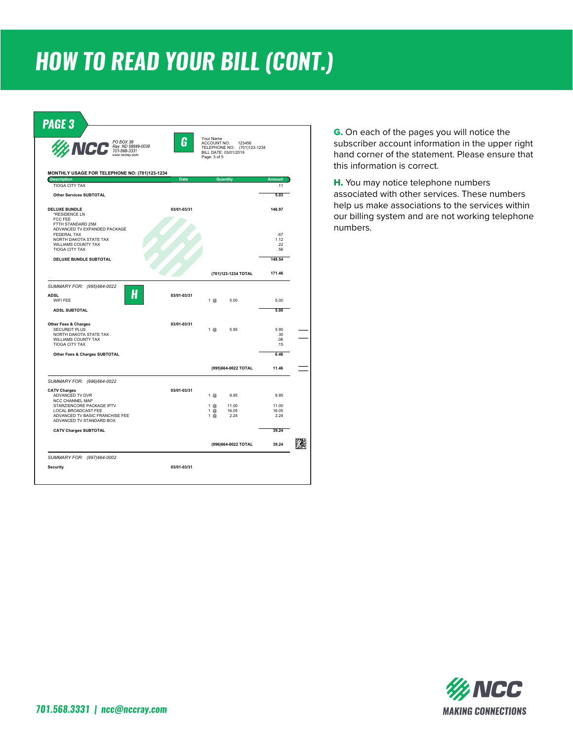# HOW TO READ YOUR BILL (CONT.)

## PAGE 3

NCC
PO BOX 38
Ray ND 58849-0038
701-568-3331
www.nccray.com

**G**

Your Name
ACCOUNT NO: 123456
TELEPHONE NO: (701)123-1234
BILL DATE: 03/01/2019
Page: 3 of 5

**MONTHLY USAGE FOR TELEPHONE NO: (701)123-1234**

| Description | Date | Quantity | Amount |
|---|---|---|---|
| TIOGA CITY TAX | | | .11 |
| **Other Services SUBTOTAL** | | | **5.03** |
| **DELUXE BUNDLE** | **03/01-03/31** | | **146.97** |
| *RESIDENCE LN | | | |
| FCC FEE | | | |
| FTTH STANDARD 25M | | | |
| ADVANCED TV EXPANDED PACKAGE | | | |
| FEDERAL TAX | | | .67 |
| NORTH DAKOTA STATE TAX | | | 1.12 |
| WILLIAMS COUNTY TAX | | | .22 |
| TIOGA CITY TAX | | | .56 |
| **DELUXE BUNDLE SUBTOTAL** | | | **149.54** |
| | | **(701)123-1234 TOTAL** | **171.46** |

*SUMMARY FOR: (995)664-0022*

**H**

| Description | Date | Quantity | Amount |
|---|---|---|---|
| **ADSL** | **03/01-03/31** | | |
| WIFI FEE | | 1 @ 5.00 | 5.00 |
| **ADSL SUBTOTAL** | | | **5.00** |
| **Other Fees & Charges** | **03/01-03/31** | | |
| SECUREIT PLUS | | 1 @ 5.95 | 5.95 |
| NORTH DAKOTA STATE TAX | | | .30 |
| WILLIAMS COUNTY TAX | | | .06 |
| TIOGA CITY TAX | | | .15 |
| **Other Fees & Charges SUBTOTAL** | | | **6.46** |
| | | **(995)664-0022 TOTAL** | **11.46** |

*SUMMARY FOR: (996)664-0022*

| Description | Date | Quantity | Amount |
|---|---|---|---|
| **CATV Charges** | **03/01-03/31** | | |
| ADVANCED TV DVR | | 1 @ 9.95 | 9.95 |
| NCC CHANNEL MAP | | | |
| STARZ/ENCORE PACKAGE IPTV | | 1 @ 11.00 | 11.00 |
| LOCAL BROADCAST FEE | | 1 @ 16.05 | 16.05 |
| ADVANCED TV BASIC FRANCHISE FEE | | 1 @ 2.24 | 2.24 |
| ADVANCED TV STANDARD BOX | | | |
| **CATV Charges SUBTOTAL** | | | **39.24** |
| | | **(996)664-0022 TOTAL** | **39.24** |

*SUMMARY FOR: (997)664-0002*

| Description | Date | Quantity | Amount |
|---|---|---|---|
| **Security** | **03/01-03/31** | | |

**G.** On each of the pages you will notice the subscriber account information in the upper right hand corner of the statement. Please ensure that this information is correct.

**H.** You may notice telephone numbers associated with other services. These numbers help us make associations to the services within our billing system and are not working telephone numbers.

701.568.3331 | ncc@nccray.com

NCC
MAKING CONNECTIONS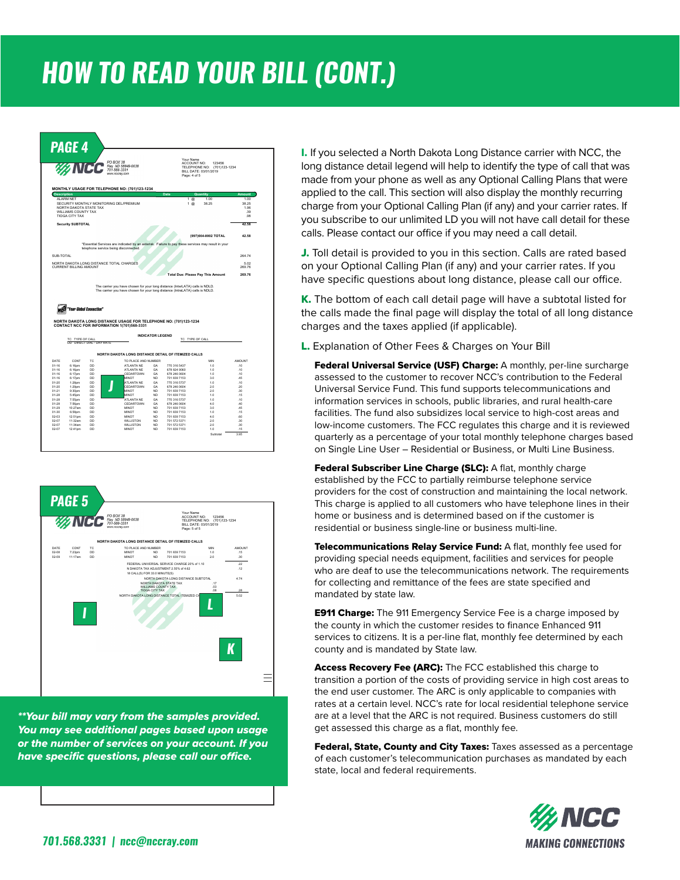# HOW TO READ YOUR BILL (CONT.)

**PAGE 4**

PO BOX 38
Ray ND 58849-0038
701-568-3331
www.nccray.com

Your Name
ACCOUNT NO: 123456
TELEPHONE NO: (701)123-1234
BILL DATE: 03/01/2019
Page: 4 of 5

MONTHLY USAGE FOR TELEPHONE NO: (701)123-1234

| Description | Date | Quantity | | Amount |
|---|---|---|---|---|
| ALARM NET | | 1 @ | 1.00 | 1.00 |
| SECURITY MONTHLY MONITORING DEL/PREMIUM | | 1 @ | 38.25 | 38.25 |
| NORTH DAKOTA STATE TAX | | | | 1.96 |
| WILLIAMS COUNTY TAX | | | | .39 |
| TIOGA CITY TAX | | | | .98 |
| Security SUBTOTAL | | | | 42.58 |
| | | (597)664-0002 TOTAL | | 42.58 |

*Essential Services are indicated by an asterisk. Failure to pay these services may result in your telephone service being disconnected.

| | |
|---|---|
| SUB-TOTAL | 264.74 |
| NORTH DAKOTA LONG DISTANCE TOTAL CHARGES | 5.02 |
| CURRENT BILLING AMOUNT | 269.76 |
| Total Due: Please Pay This Amount | 269.76 |

The carrier you have chosen for your long distance (InterLATA) calls is NDLD.
The carrier you have chosen for your long distance (IntraLATA) calls is NDLD.

"Your Global Connection"

NORTH DAKOTA LONG DISTANCE USAGE FOR TELEPHONE NO: (701)123-1234
CONTACT NCC FOR INFORMATION 1(701)568-3331

INDICATOR LEGEND

TC TYPE OF CALL — DD DIRECT DIAL - DAY RATE
TC TYPE OF CALL

NORTH DAKOTA LONG DISTANCE DETAIL OF ITEMIZED CALLS

| DATE | CONT | TC | TO PLACE AND NUMBER | | | MIN | AMOUNT |
|---|---|---|---|---|---|---|---|
| 01-16 | 6:16pm | DD | ATLANTA NE | GA | 770 316 5437 | 1.0 | .10 |
| 01-16 | 6:16pm | DD | ATLANTA NE | GA | 678 824 5060 | 1.0 | .10 |
| 01-16 | 6:17pm | DD | CEDARTOWN | GA | 678 246 0604 | 1.0 | .10 |
| 01-16 | 6:17pm | DD | MINOT | ND | 701 839 7153 | 3.0 | .45 |
| 01-20 | 1:28pm | DD | ATLANTA NE | GA | 770 316 5737 | 1.0 | .10 |
| 01-20 | 1:29pm | DD | CEDARTOWN | GA | 678 246 0604 | 2.0 | .20 |
| 01-21 | 9:30pm | DD | MINOT | ND | 701 839 7153 | 2.0 | .30 |
| 01-28 | 5:45pm | DD | MINOT | ND | 701 839 7153 | 1.0 | .15 |
| 01-28 | 7:55pm | DD | ATLANTA NE | GA | 770 316 5737 | 1.0 | .10 |
| 01-28 | 7:56pm | DD | CEDARTOWN | GA | 678 246 0604 | 4.0 | .40 |
| 01-29 | 10:27am | DD | MINOT | ND | 701 839 7153 | 3.0 | .45 |
| 01-30 | 6:58pm | DD | MINOT | ND | 701 839 7153 | 1.0 | .15 |
| 02-03 | 12:51pm | DD | MINOT | ND | 701 839 7153 | 4.0 | .60 |
| 02-07 | 11:32am | DD | WILLISTON | ND | 701 572 5371 | 2.0 | .30 |
| 02-07 | 11:34am | DD | WILLISTON | ND | 701 572 5371 | 2.0 | .30 |
| 02-07 | 12:41pm | DD | MINOT | ND | 701 839 7153 | 1.0 | .15 |
| | | | | | | Subtotal | 3.95 |

J

**PAGE 5**

PO BOX 38
Ray ND 58849-0038
701-568-3331
www.nccray.com

Your Name
ACCOUNT NO: 123456
TELEPHONE NO: (701)123-1234
BILL DATE: 03/01/2019
Page: 5 of 5

NORTH DAKOTA LONG DISTANCE DETAIL OF ITEMIZED CALLS

| DATE | CONT | TC | TO PLACE AND NUMBER | | | MIN | AMOUNT |
|---|---|---|---|---|---|---|---|
| 02-08 | 7:23pm | DD | MINOT | ND | 701 839 7153 | 1.0 | .15 |
| 02-09 | 11:17am | DD | MINOT | ND | 701 839 7153 | 2.0 | .30 |

| | | |
|---|---|---|
| FEDERAL UNIVERSAL SERVICE CHARGE 20% of 1.10 | | .22 |
| N DAKOTA TAX ADJUSTMENT 2.50% of 4.62 | | .12 |
| 18 CALL(S) FOR 33.0 MINUTE(S) | | |
| NORTH DAKOTA LONG DISTANCE SUBTOTAL | | 4.74 |
| NORTH DAKOTA STATE TAX | .17 | |
| WILLIAMS COUNTY TAX | .03 | |
| TIOGA CITY TAX | .08 | .28 |
| NORTH DAKOTA LONG DISTANCE TOTAL ITEMIZED CH | | 5.02 |

I

L

K

***Your bill may vary from the samples provided. You may see additional pages based upon usage or the number of services on your account. If you have specific questions, please call our office.***

**I.** If you selected a North Dakota Long Distance carrier with NCC, the long distance detail legend will help to identify the type of call that was made from your phone as well as any Optional Calling Plans that were applied to the call. This section will also display the monthly recurring charge from your Optional Calling Plan (if any) and your carrier rates. If you subscribe to our unlimited LD you will not have call detail for these calls. Please contact our office if you may need a call detail.

**J.** Toll detail is provided to you in this section. Calls are rated based on your Optional Calling Plan (if any) and your carrier rates. If you have specific questions about long distance, please call our office.

**K.** The bottom of each call detail page will have a subtotal listed for the calls made the final page will display the total of all long distance charges and the taxes applied (if applicable).

**L.** Explanation of Other Fees & Charges on Your Bill

**Federal Universal Service (USF) Charge:** A monthly, per-line surcharge assessed to the customer to recover NCC's contribution to the Federal Universal Service Fund. This fund supports telecommunications and information services in schools, public libraries, and rural health-care facilities. The fund also subsidizes local service to high-cost areas and low-income customers. The FCC regulates this charge and it is reviewed quarterly as a percentage of your total monthly telephone charges based on Single Line User – Residential or Business, or Multi Line Business.

**Federal Subscriber Line Charge (SLC):** A flat, monthly charge established by the FCC to partially reimburse telephone service providers for the cost of construction and maintaining the local network. This charge is applied to all customers who have telephone lines in their home or business and is determined based on if the customer is residential or business single-line or business multi-line.

**Telecommunications Relay Service Fund:** A flat, monthly fee used for providing special needs equipment, facilities and services for people who are deaf to use the telecommunications network. The requirements for collecting and remittance of the fees are state specified and mandated by state law.

**E911 Charge:** The 911 Emergency Service Fee is a charge imposed by the county in which the customer resides to finance Enhanced 911 services to citizens. It is a per-line flat, monthly fee determined by each county and is mandated by State law.

**Access Recovery Fee (ARC):** The FCC established this charge to transition a portion of the costs of providing service in high cost areas to the end user customer. The ARC is only applicable to companies with rates at a certain level. NCC's rate for local residential telephone service are at a level that the ARC is not required. Business customers do still get assessed this charge as a flat, monthly fee.

**Federal, State, County and City Taxes:** Taxes assessed as a percentage of each customer's telecommunication purchases as mandated by each state, local and federal requirements.

701.568.3331 | ncc@nccray.com

NCC MAKING CONNECTIONS